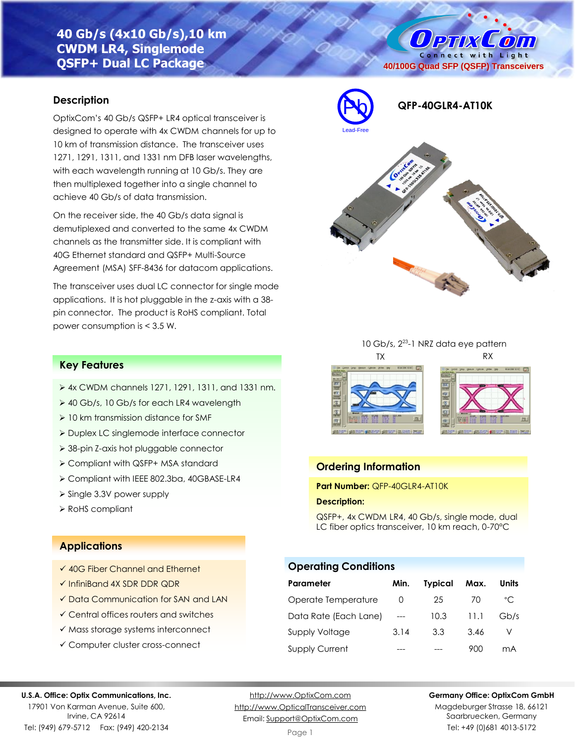# 40 Gb/s (4x10 Gb/s),10 km CWDM LR4, Singlemode QSFP+ Dual LC Package

OptixCom — Connect with Light

40/100G Quad SFP (QSFP) Transceivers

## Description

OptixCom's 40 Gb/s QSFP+ LR4 optical transceiver is designed to operate with 4x CWDM channels for up to 10 km of transmission distance. The transceiver uses 1271, 1291, 1311, and 1331 nm DFB laser wavelengths, with each wavelength running at 10 Gb/s. They are then multiplexed together into a single channel to achieve 40 Gb/s of data transmission.

On the receiver side, the 40 Gb/s data signal is demutiplexed and converted to the same 4x CWDM channels as the transmitter side. It is compliant with 40G Ethernet standard and QSFP+ Multi-Source Agreement (MSA) SFF-8436 for datacom applications.

The transceiver uses dual LC connector for single mode applications. It is hot pluggable in the z-axis with a 38-pin connector. The product is RoHS compliant. Total power consumption is < 3.5 W.

Lead-Free

**QFP-40GLR4-AT10K**

10 Gb/s, $2^{23}$-1 NRZ data eye pattern

TX RX

## Key Features

- 4x CWDM channels 1271, 1291, 1311, and 1331 nm.
- 40 Gb/s, 10 Gb/s for each LR4 wavelength
- 10 km transmission distance for SMF
- Duplex LC singlemode interface connector
- 38-pin Z-axis hot pluggable connector
- Compliant with QSFP+ MSA standard
- Compliant with IEEE 802.3ba, 40GBASE-LR4
- Single 3.3V power supply
- RoHS compliant

## Ordering Information

**Part Number:** QFP-40GLR4-AT10K

**Description:**

QSFP+, 4x CWDM LR4, 40 Gb/s, single mode, dual LC fiber optics transceiver, 10 km reach, 0-70°C

## Applications

- ✓ 40G Fiber Channel and Ethernet
- ✓ InfiniBand 4X SDR DDR QDR
- ✓ Data Communication for SAN and LAN
- ✓ Central offices routers and switches
- ✓ Mass storage systems interconnect
- ✓ Computer cluster cross-connect

## Operating Conditions

| Parameter | Min. | Typical | Max. | Units |
|---|---|---|---|---|
| Operate Temperature | 0 | 25 | 70 | °C |
| Data Rate (Each Lane) | --- | 10.3 | 11.1 | Gb/s |
| Supply Voltage | 3.14 | 3.3 | 3.46 | V |
| Supply Current | --- | --- | 900 | mA |

**U.S.A. Office: Optix Communications, Inc.**
17901 Von Karman Avenue, Suite 600,
Irvine, CA 92614
Tel: (949) 679-5712 Fax: (949) 420-2134

http://www.OptixCom.com
http://www.OpticalTransceiver.com
Email: Support@OptixCom.com

**Germany Office: OptixCom GmbH**
Magdeburger Strasse 18, 66121
Saarbruecken, Germany
Tel: +49 (0)681 4013-5172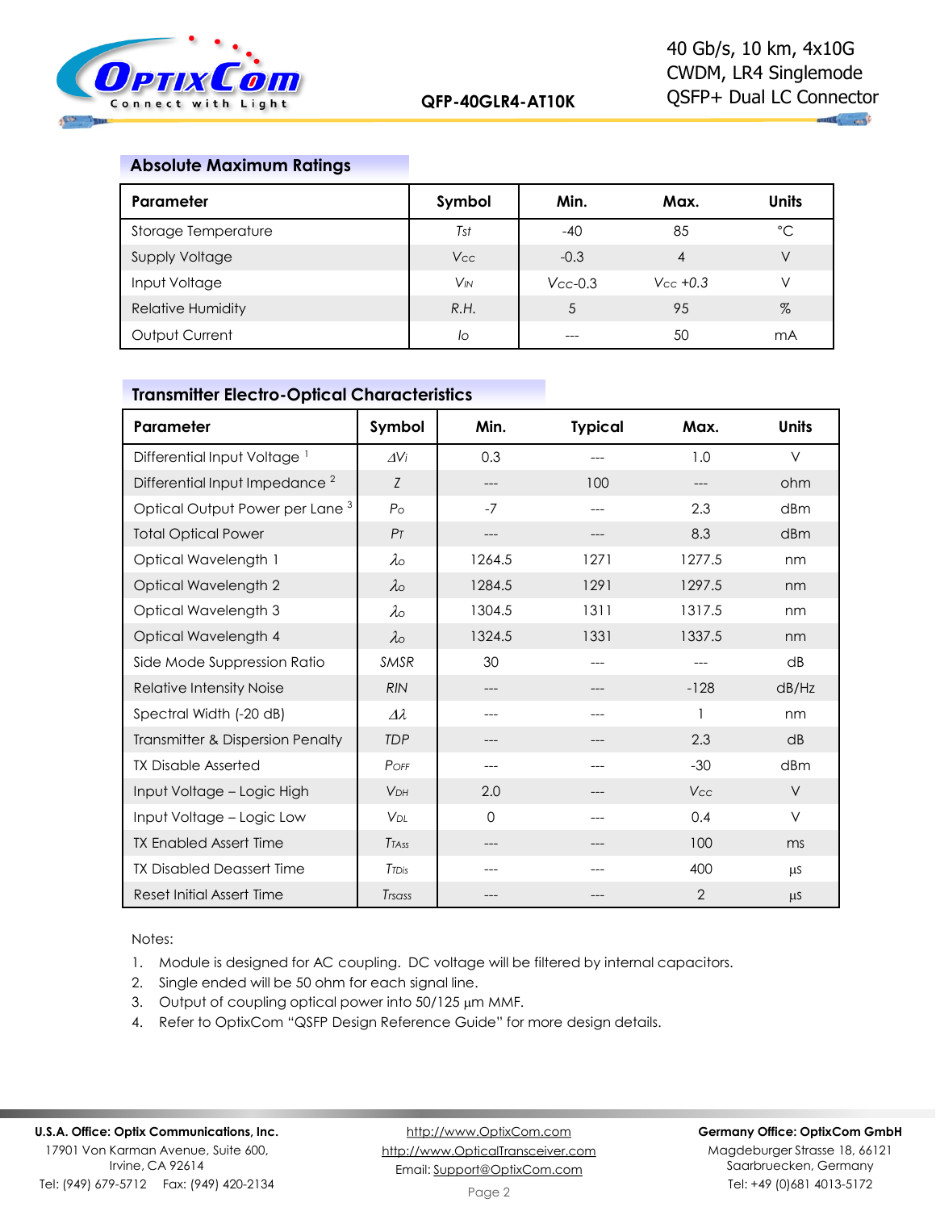## Absolute Maximum Ratings

| Parameter | Symbol | Min. | Max. | Units |
|---|---|---|---|---|
| Storage Temperature | $T_{st}$ | -40 | 85 | °C |
| Supply Voltage | $V_{CC}$ | -0.3 | 4 | V |
| Input Voltage | $V_{IN}$ | $V_{CC}$-0.3 | $V_{CC}$ +0.3 | V |
| Relative Humidity | R.H. | 5 | 95 | % |
| Output Current | $I_O$ | --- | 50 | mA |

## Transmitter Electro-Optical Characteristics

| Parameter | Symbol | Min. | Typical | Max. | Units |
|---|---|---|---|---|---|
| Differential Input Voltage [1] | $\Delta V_i$ | 0.3 | --- | 1.0 | V |
| Differential Input Impedance [2] | $Z$ | --- | 100 | --- | ohm |
| Optical Output Power per Lane [3] | $P_O$ | -7 | --- | 2.3 | dBm |
| Total Optical Power | $P_T$ | --- | --- | 8.3 | dBm |
| Optical Wavelength 1 | $\lambda_O$ | 1264.5 | 1271 | 1277.5 | nm |
| Optical Wavelength 2 | $\lambda_O$ | 1284.5 | 1291 | 1297.5 | nm |
| Optical Wavelength 3 | $\lambda_O$ | 1304.5 | 1311 | 1317.5 | nm |
| Optical Wavelength 4 | $\lambda_O$ | 1324.5 | 1331 | 1337.5 | nm |
| Side Mode Suppression Ratio | SMSR | 30 | --- | --- | dB |
| Relative Intensity Noise | RIN | --- | --- | -128 | dB/Hz |
| Spectral Width (-20 dB) | $\Delta\lambda$ | --- | --- | 1 | nm |
| Transmitter & Dispersion Penalty | TDP | --- | --- | 2.3 | dB |
| TX Disable Asserted | $P_{OFF}$ | --- | --- | -30 | dBm |
| Input Voltage – Logic High | $V_{DH}$ | 2.0 | --- | $V_{CC}$ | V |
| Input Voltage – Logic Low | $V_{DL}$ | 0 | --- | 0.4 | V |
| TX Enabled Assert Time | $T_{TAss}$ | --- | --- | 100 | ms |
| TX Disabled Deassert Time | $T_{TDis}$ | --- | --- | 400 | µs |
| Reset Initial Assert Time | $T_{rsass}$ | --- | --- | 2 | µs |

Notes:

1. Module is designed for AC coupling. DC voltage will be filtered by internal capacitors.
2. Single ended will be 50 ohm for each signal line.
3. Output of coupling optical power into 50/125 µm MMF.
4. Refer to OptixCom "QSFP Design Reference Guide" for more design details.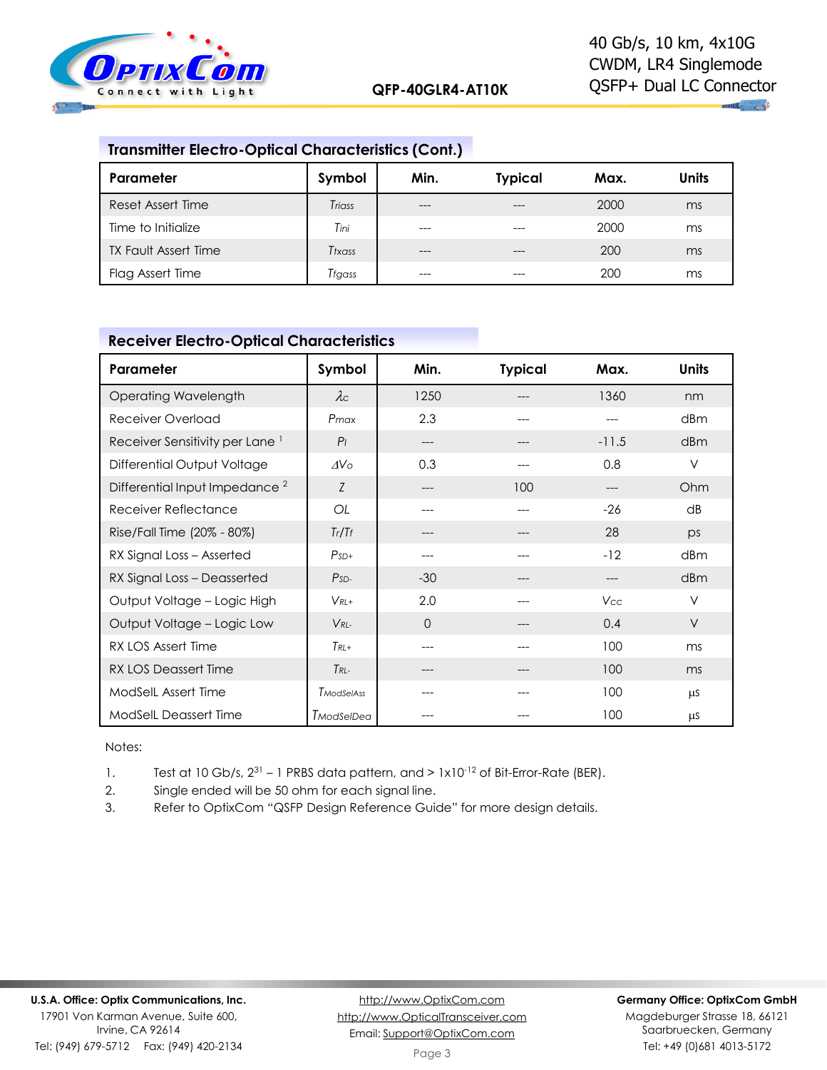## Transmitter Electro-Optical Characteristics (Cont.)

| Parameter | Symbol | Min. | Typical | Max. | Units |
|---|---|---|---|---|---|
| Reset Assert Time | $T_{riass}$ | --- | --- | 2000 | ms |
| Time to Initialize | $T_{ini}$ | --- | --- | 2000 | ms |
| TX Fault Assert Time | $T_{txass}$ | --- | --- | 200 | ms |
| Flag Assert Time | $T_{fgass}$ | --- | --- | 200 | ms |

## Receiver Electro-Optical Characteristics

| Parameter | Symbol | Min. | Typical | Max. | Units |
|---|---|---|---|---|---|
| Operating Wavelength | $\lambda_c$ | 1250 | --- | 1360 | nm |
| Receiver Overload | $P_{max}$ | 2.3 | --- | --- | dBm |
| Receiver Sensitivity per Lane [1] | $P_l$ | --- | --- | -11.5 | dBm |
| Differential Output Voltage | $\Delta V_o$ | 0.3 | --- | 0.8 | V |
| Differential Input Impedance [2] | $Z$ | --- | 100 | --- | Ohm |
| Receiver Reflectance | $OL$ | --- | --- | -26 | dB |
| Rise/Fall Time (20% - 80%) | $T_r/T_f$ | --- | --- | 28 | ps |
| RX Signal Loss – Asserted | $P_{SD+}$ | --- | --- | -12 | dBm |
| RX Signal Loss – Deasserted | $P_{SD-}$ | -30 | --- | --- | dBm |
| Output Voltage – Logic High | $V_{RL+}$ | 2.0 | --- | $V_{cc}$ | V |
| Output Voltage – Logic Low | $V_{RL-}$ | 0 | --- | 0.4 | V |
| RX LOS Assert Time | $T_{RL+}$ | --- | --- | 100 | ms |
| RX LOS Deassert Time | $T_{RL-}$ | --- | --- | 100 | ms |
| ModSelL Assert Time | $T_{ModSelAss}$ | --- | --- | 100 | µs |
| ModSelL Deassert Time | $T_{ModSelDea}$ | --- | --- | 100 | µs |

Notes:

1. Test at 10 Gb/s, $2^{31} - 1$ PRBS data pattern, and > $1 \times 10^{-12}$ of Bit-Error-Rate (BER).
2. Single ended will be 50 ohm for each signal line.
3. Refer to OptixCom "QSFP Design Reference Guide" for more design details.

**U.S.A. Office: Optix Communications, Inc.**
17901 Von Karman Avenue, Suite 600,
Irvine, CA 92614
Tel: (949) 679-5712 Fax: (949) 420-2134

http://www.OptixCom.com
http://www.OpticalTransceiver.com
Email: Support@OptixCom.com

**Germany Office: OptixCom GmbH**
Magdeburger Strasse 18, 66121
Saarbruecken, Germany
Tel: +49 (0)681 4013-5172